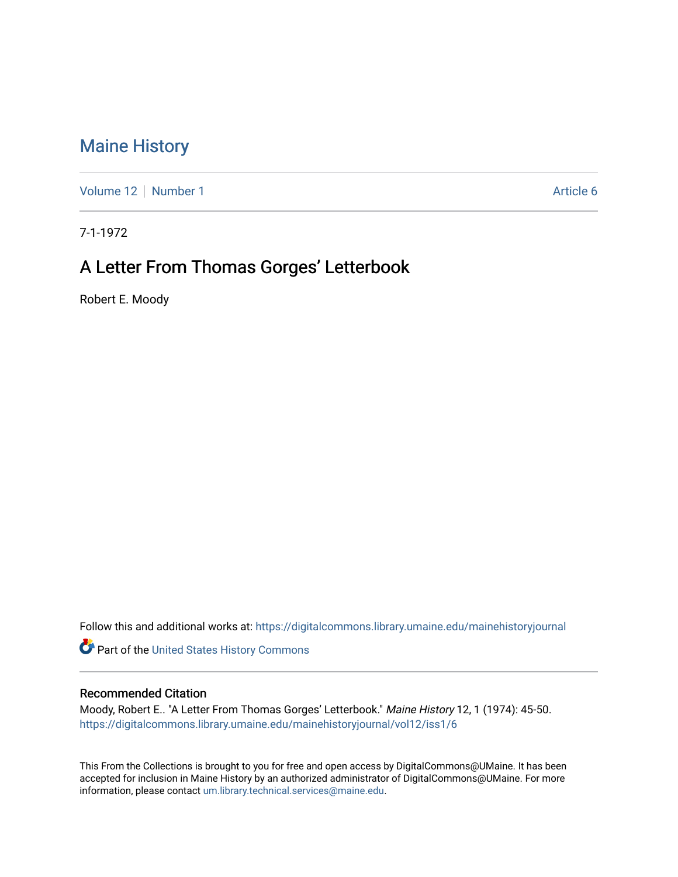# Maine History

Volume 12 | Number 1 | Article 6

7-1-1972

## A Letter From Thomas Gorges' Letterbook

Robert E. Moody

Follow this and additional works at: https://digitalcommons.library.umaine.edu/mainehistoryjournal

Part of the United States History Commons

### Recommended Citation

Moody, Robert E.. "A Letter From Thomas Gorges' Letterbook." *Maine History* 12, 1 (1974): 45-50. https://digitalcommons.library.umaine.edu/mainehistoryjournal/vol12/iss1/6

This From the Collections is brought to you for free and open access by DigitalCommons@UMaine. It has been accepted for inclusion in Maine History by an authorized administrator of DigitalCommons@UMaine. For more information, please contact um.library.technical.services@maine.edu.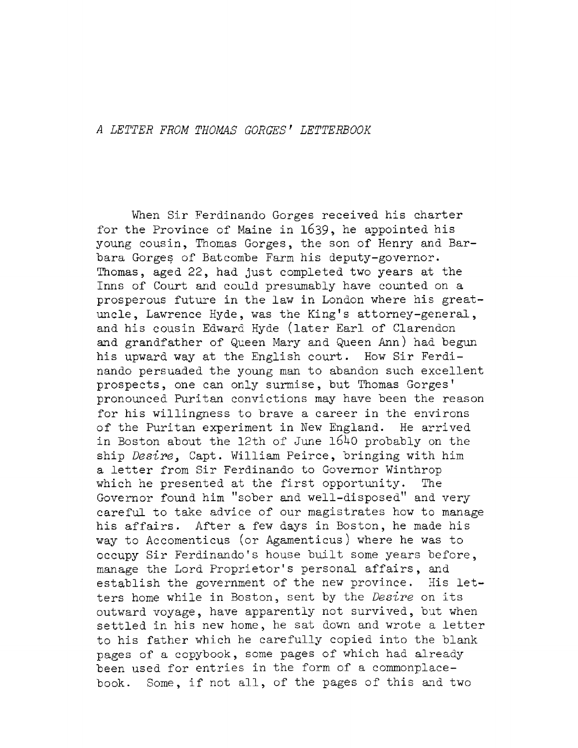*A LETTER FROM THOMAS GORGES' LETTERBOOK*

When Sir Ferdinando Gorges received his charter for the Province of Maine in 1639, he appointed his young cousin, Thomas Gorges, the son of Henry and Barbara Gorges of Batcombe Farm his deputy-governor. Thomas, aged 22, had just completed two years at the Inns of Court and could presumably have counted on a prosperous future in the law in London where his great-uncle, Lawrence Hyde, was the King's attorney-general, and his cousin Edward Hyde (later Earl of Clarendon and grandfather of Queen Mary and Queen Ann) had begun his upward way at the English court. How Sir Ferdinando persuaded the young man to abandon such excellent prospects, one can only surmise, but Thomas Gorges' pronounced Puritan convictions may have been the reason for his willingness to brave a career in the environs of the Puritan experiment in New England. He arrived in Boston about the 12th of June 1640 probably on the ship *Desire*, Capt. William Peirce, bringing with him a letter from Sir Ferdinando to Governor Winthrop which he presented at the first opportunity. The Governor found him "sober and well-disposed" and very careful to take advice of our magistrates how to manage his affairs. After a few days in Boston, he made his way to Accomenticus (or Agamenticus) where he was to occupy Sir Ferdinando's house built some years before, manage the Lord Proprietor's personal affairs, and establish the government of the new province. His letters home while in Boston, sent by the *Desire* on its outward voyage, have apparently not survived, but when settled in his new home, he sat down and wrote a letter to his father which he carefully copied into the blank pages of a copybook, some pages of which had already been used for entries in the form of a commonplace-book. Some, if not all, of the pages of this and two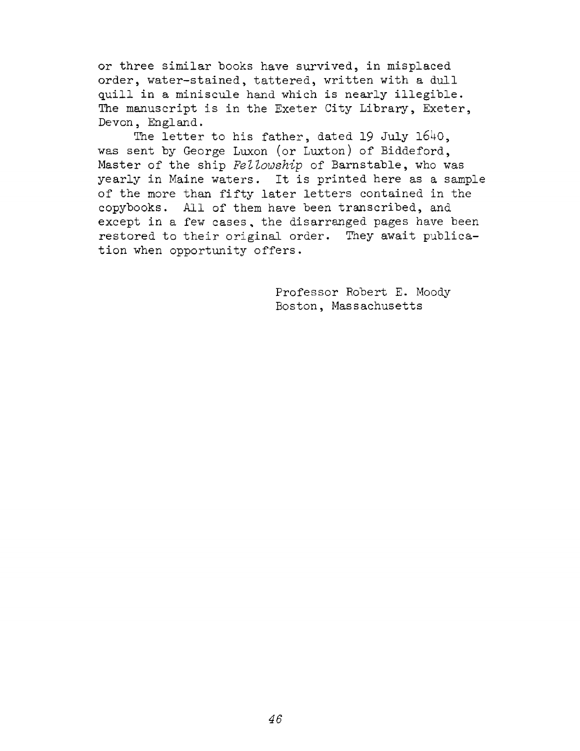or three similar books have survived, in misplaced order, water-stained, tattered, written with a dull quill in a miniscule hand which is nearly illegible. The manuscript is in the Exeter City Library, Exeter, Devon, England.

The letter to his father, dated 19 July 1640, was sent by George Luxon (or Luxton) of Biddeford, Master of the ship *Fellowship* of Barnstable, who was yearly in Maine waters. It is printed here as a sample of the more than fifty later letters contained in the copybooks. All of them have been transcribed, and except in a few cases, the disarranged pages have been restored to their original order. They await publication when opportunity offers.

Professor Robert E. Moody
Boston, Massachusetts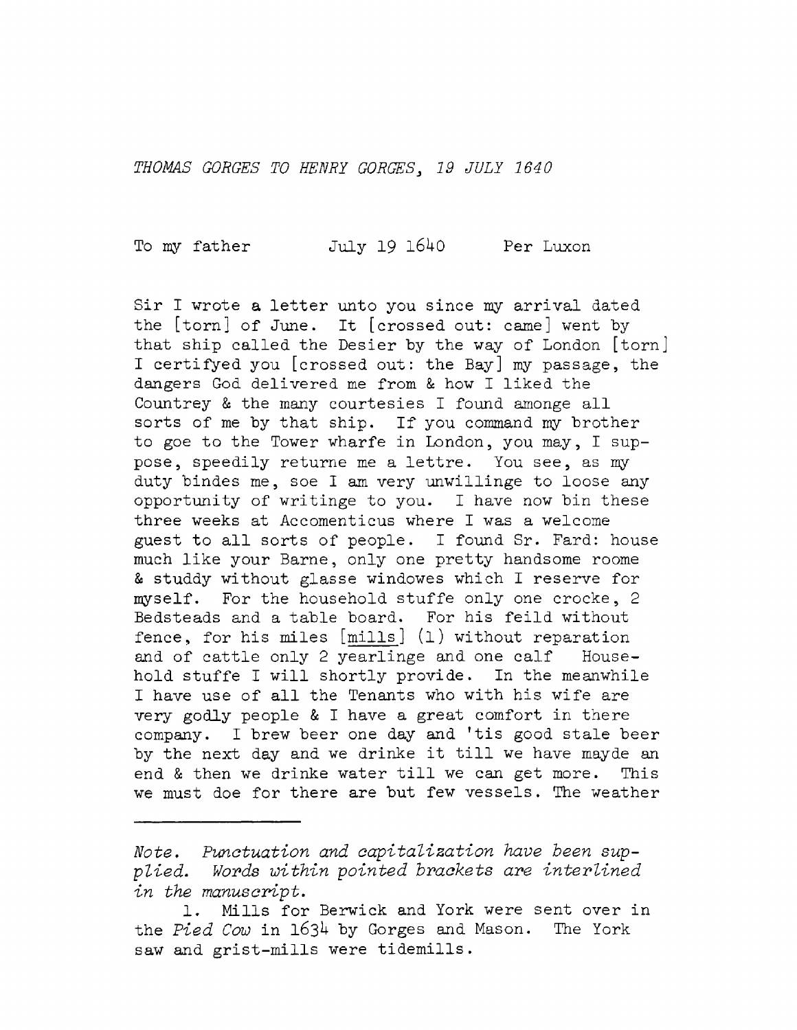*THOMAS GORGES TO HENRY GORGES, 19 JULY 1640*

To my father July 19 1640 Per Luxon

Sir I wrote a letter unto you since my arrival dated the [torn] of June. It [crossed out: came] went by that ship called the Desier by the way of London [torn] I certifyed you [crossed out: the Bay] my passage, the dangers God delivered me from & how I liked the Countrey & the many courtesies I found amonge all sorts of me by that ship. If you command my brother to goe to the Tower wharfe in London, you may, I suppose, speedily returne me a lettre. You see, as my duty bindes me, soe I am very unwillinge to loose any opportunity of writinge to you. I have now bin these three weeks at Accomenticus where I was a welcome guest to all sorts of people. I found Sr. Fard: house much like your Barne, only one pretty handsome roome & studdy without glasse windowes which I reserve for myself. For the household stuffe only one crocke, 2 Bedsteads and a table board. For his feild without fence, for his miles [mills] (1) without reparation and of cattle only 2 yearlinge and one calf Household stuffe I will shortly provide. In the meanwhile I have use of all the Tenants who with his wife are very godly people & I have a great comfort in there company. I brew beer one day and 'tis good stale beer by the next day and we drinke it till we have mayde an end & then we drinke water till we can get more. This we must doe for there are but few vessels. The weather

---

*Note. Punctuation and capitalization have been supplied. Words within pointed brackets are interlined in the manuscript.*

1. Mills for Berwick and York were sent over in the *Pied Cow* in 1634 by Gorges and Mason. The York saw and grist-mills were tidemills.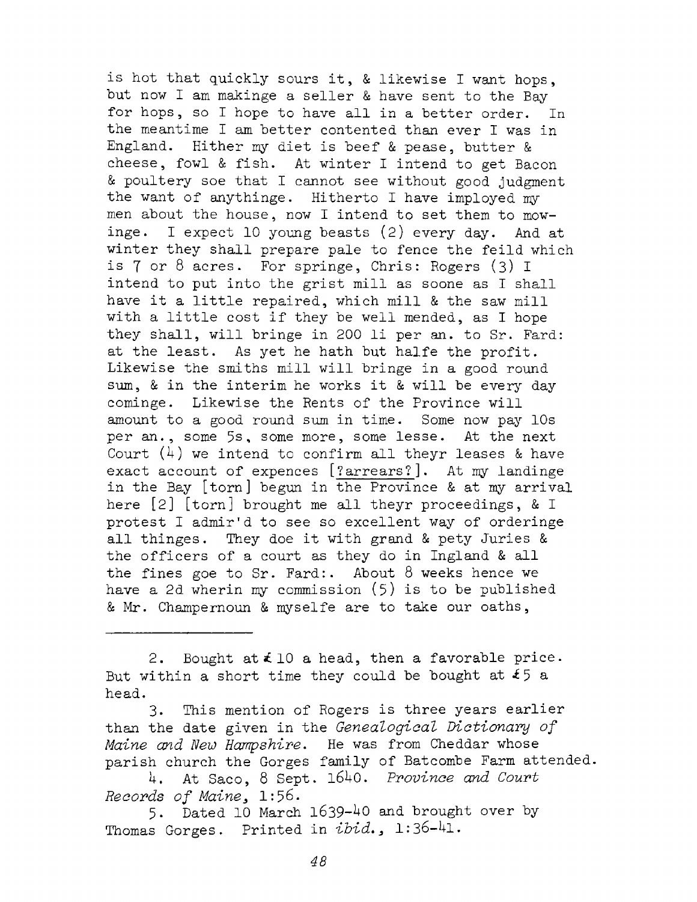is hot that quickly sours it, & likewise I want hops, but now I am makinge a seller & have sent to the Bay for hops, so I hope to have all in a better order. In the meantime I am better contented than ever I was in England. Hither my diet is beef & pease, butter & cheese, fowl & fish. At winter I intend to get Bacon & poultery soe that I cannot see without good judgment the want of anythinge. Hitherto I have imployed my men about the house, now I intend to set them to mowinge. I expect 10 young beasts (2) every day. And at winter they shall prepare pale to fence the feild which is 7 or 8 acres. For springe, Chris: Rogers (3) I intend to put into the grist mill as soone as I shall have it a little repaired, which mill & the saw mill with a little cost if they be well mended, as I hope they shall, will bringe in 200 li per an. to Sr. Fard: at the least. As yet he hath but halfe the profit. Likewise the smiths mill will bringe in a good round sum, & in the interim he works it & will be every day cominge. Likewise the Rents of the Province will amount to a good round sum in time. Some now pay 10s per an., some 5s, some more, some lesse. At the next Court (4) we intend to confirm all theyr leases & have exact account of expences [?arrears?]. At my landinge in the Bay [torn] begun in the Province & at my arrival here [2] [torn] brought me all theyr proceedings, & I protest I admir'd to see so excellent way of orderinge all thinges. They doe it with grand & pety Juries & the officers of a court as they do in Ingland & all the fines goe to Sr. Fard:. About 8 weeks hence we have a 2d wherin my commission (5) is to be published & Mr. Champernoun & myselfe are to take our oaths,

---

2. Bought at £10 a head, then a favorable price. But within a short time they could be bought at £5 a head.

3. This mention of Rogers is three years earlier than the date given in the *Genealogical Dictionary of Maine and New Hampshire*. He was from Cheddar whose parish church the Gorges family of Batcombe Farm attended.

4. At Saco, 8 Sept. 1640. *Province and Court Records of Maine*, 1:56.

5. Dated 10 March 1639-40 and brought over by Thomas Gorges. Printed in *ibid.*, 1:36-41.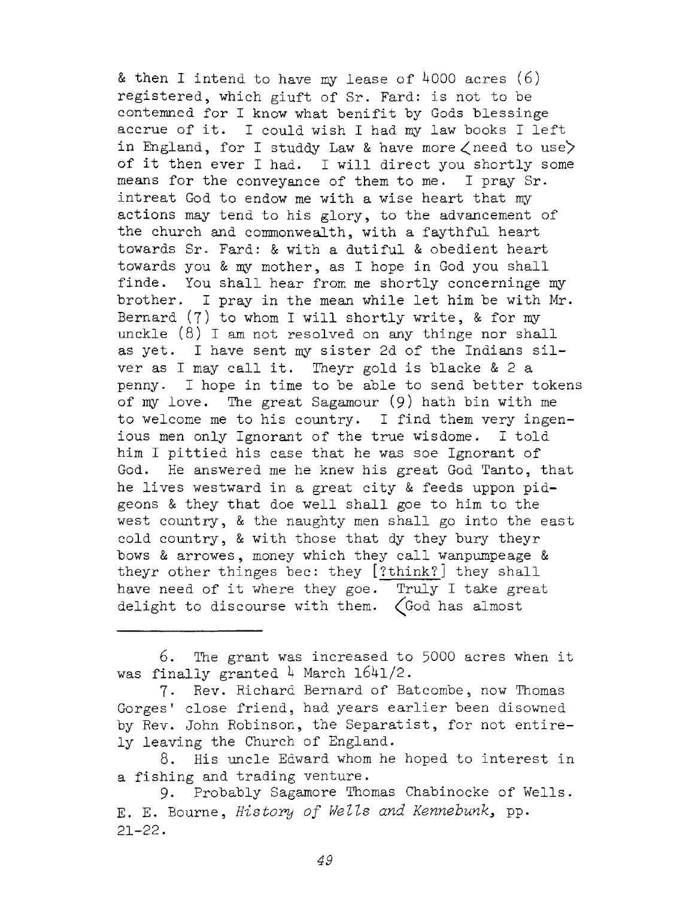& then I intend to have my lease of 4000 acres (6) registered, which giuft of Sr. Fard: is not to be contemned for I know what benifit by Gods blessinge accrue of it. I could wish I had my law books I left in England, for I studdy Law & have more 〈need to use〉 of it then ever I had. I will direct you shortly some means for the conveyance of them to me. I pray Sr. intreat God to endow me with a wise heart that my actions may tend to his glory, to the advancement of the church and commonwealth, with a faythful heart towards Sr. Fard: & with a dutiful & obedient heart towards you & my mother, as I hope in God you shall finde. You shall hear from me shortly concerninge my brother. I pray in the mean while let him be with Mr. Bernard (7) to whom I will shortly write, & for my unckle (8) I am not resolved on any thinge nor shall as yet. I have sent my sister 2d of the Indians silver as I may call it. Theyr gold is blacke & 2 a penny. I hope in time to be able to send better tokens of my love. The great Sagamour (9) hath bin with me to welcome me to his country. I find them very ingenious men only Ignorant of the true wisdome. I told him I pittied his case that he was soe Ignorant of God. He answered me he knew his great God Tanto, that he lives westward in a great city & feeds uppon pidgeons & they that doe well shall goe to him to the west country, & the naughty men shall go into the east cold country, & with those that dy they bury theyr bows & arrowes, money which they call wanpumpeage & theyr other thinges bec: they [?think?] they shall have need of it where they goe. Truly I take great delight to discourse with them. 〈God has almost

---

6. The grant was increased to 5000 acres when it was finally granted 4 March 1641/2.

7. Rev. Richard Bernard of Batcombe, now Thomas Gorges' close friend, had years earlier been disowned by Rev. John Robinson, the Separatist, for not entirely leaving the Church of England.

8. His uncle Edward whom he hoped to interest in a fishing and trading venture.

9. Probably Sagamore Thomas Chabinocke of Wells. E. E. Bourne, *History of Wells and Kennebunk*, pp. 21-22.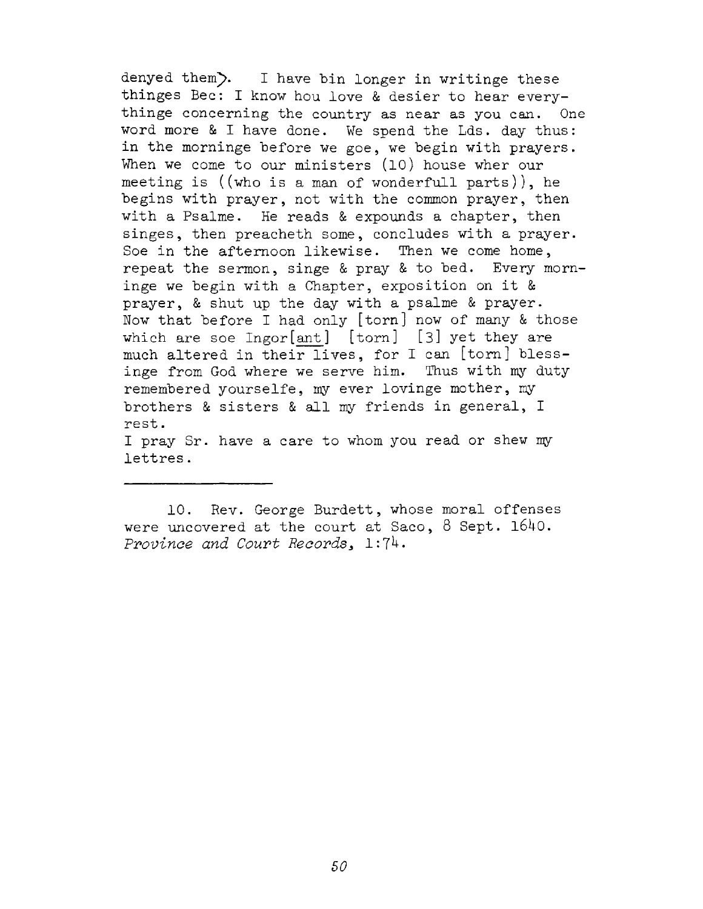denyed them>. I have bin longer in writinge these thinges Bec: I know hou love & desier to hear everythinge concerning the country as near as you can. One word more & I have done. We spend the Lds. day thus: in the morninge before we goe, we begin with prayers. When we come to our ministers (10) house wher our meeting is ((who is a man of wonderfull parts)), he begins with prayer, not with the common prayer, then with a Psalme. He reads & expounds a chapter, then singes, then preacheth some, concludes with a prayer. Soe in the afternoon likewise. Then we come home, repeat the sermon, singe & pray & to bed. Every morninge we begin with a Chapter, exposition on it & prayer, & shut up the day with a psalme & prayer. Now that before I had only [torn] now of many & those which are soe Ingor[ant] [torn] [3] yet they are much altered in their lives, for I can [torn] blessinge from God where we serve him. Thus with my duty remembered yourselfe, my ever lovinge mother, my brothers & sisters & all my friends in general, I rest.

I pray Sr. have a care to whom you read or shew my lettres.

---

10. Rev. George Burdett, whose moral offenses were uncovered at the court at Saco, 8 Sept. 1640. *Province and Court Records*, 1:74.